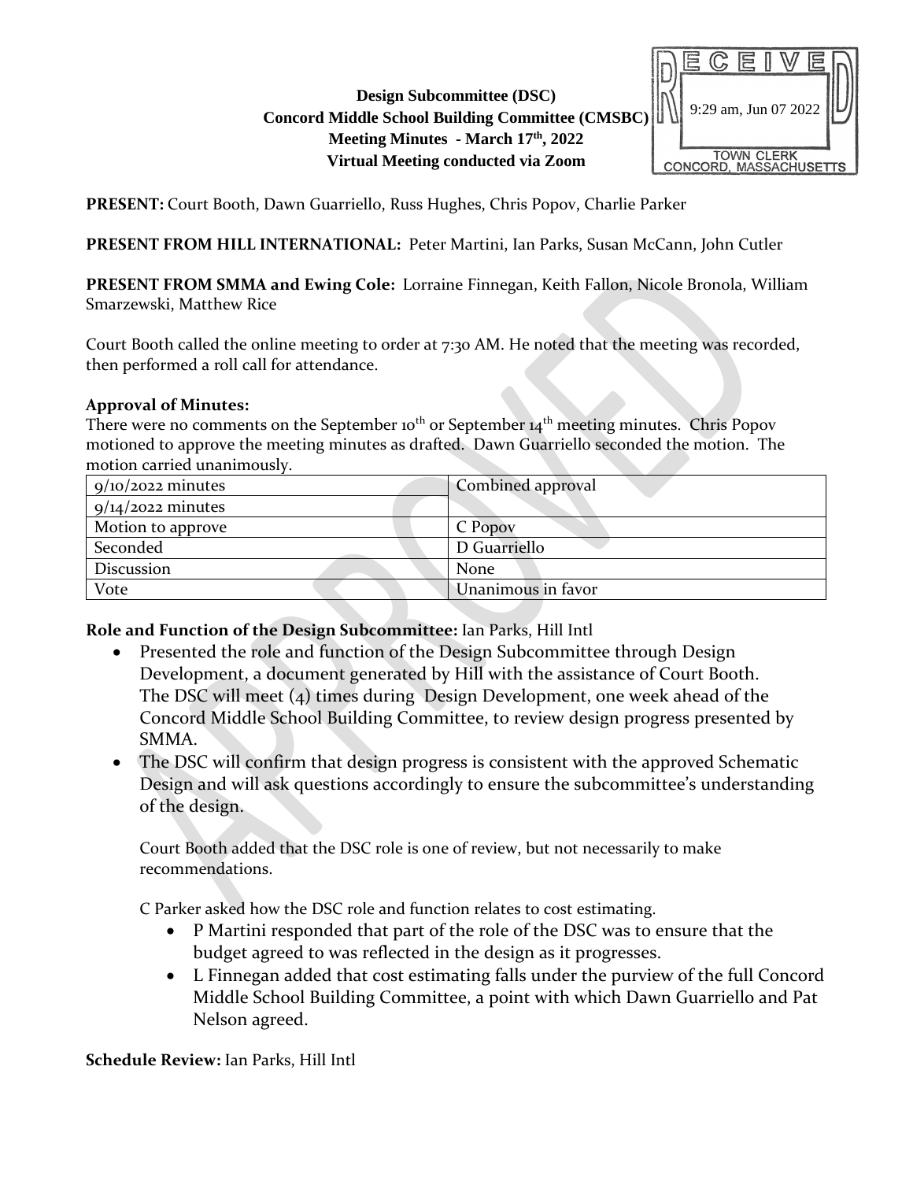**Design Subcommittee (DSC)**
**Concord Middle School Building Committee (CMSBC)**
**Meeting Minutes - March 17th, 2022**
**Virtual Meeting conducted via Zoom**

RECEIVED
9:29 am, Jun 07 2022
TOWN CLERK
CONCORD, MASSACHUSETTS

**PRESENT:** Court Booth, Dawn Guarriello, Russ Hughes, Chris Popov, Charlie Parker

**PRESENT FROM HILL INTERNATIONAL:** Peter Martini, Ian Parks, Susan McCann, John Cutler

**PRESENT FROM SMMA and Ewing Cole:** Lorraine Finnegan, Keith Fallon, Nicole Bronola, William Smarzewski, Matthew Rice

Court Booth called the online meeting to order at 7:30 AM. He noted that the meeting was recorded, then performed a roll call for attendance.

**Approval of Minutes:**
There were no comments on the September 10th or September 14th meeting minutes. Chris Popov motioned to approve the meeting minutes as drafted. Dawn Guarriello seconded the motion. The motion carried unanimously.

| 9/10/2022 minutes | Combined approval |
|---|---|
| 9/14/2022 minutes | |
| Motion to approve | C Popov |
| Seconded | D Guarriello |
| Discussion | None |
| Vote | Unanimous in favor |

**Role and Function of the Design Subcommittee:** Ian Parks, Hill Intl

- Presented the role and function of the Design Subcommittee through Design Development, a document generated by Hill with the assistance of Court Booth. The DSC will meet (4) times during Design Development, one week ahead of the Concord Middle School Building Committee, to review design progress presented by SMMA.
- The DSC will confirm that design progress is consistent with the approved Schematic Design and will ask questions accordingly to ensure the subcommittee's understanding of the design.

  Court Booth added that the DSC role is one of review, but not necessarily to make recommendations.

  C Parker asked how the DSC role and function relates to cost estimating.

  - P Martini responded that part of the role of the DSC was to ensure that the budget agreed to was reflected in the design as it progresses.
  - L Finnegan added that cost estimating falls under the purview of the full Concord Middle School Building Committee, a point with which Dawn Guarriello and Pat Nelson agreed.

**Schedule Review:** Ian Parks, Hill Intl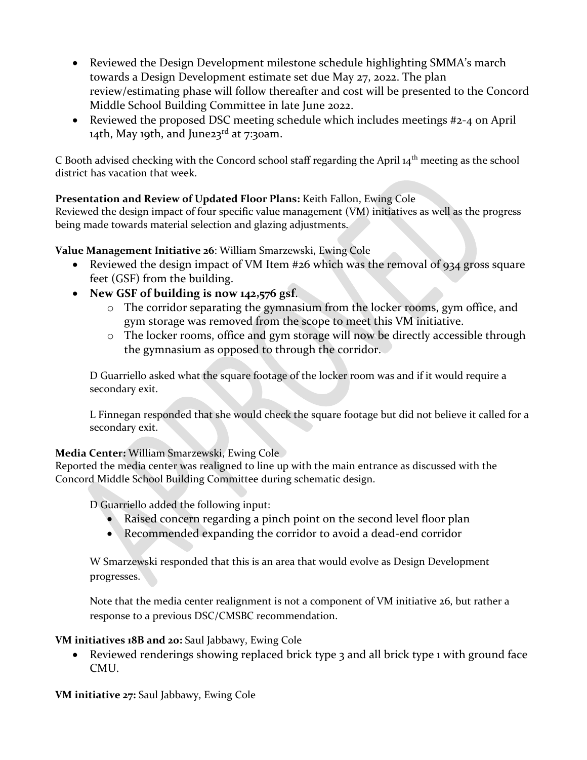- Reviewed the Design Development milestone schedule highlighting SMMA's march towards a Design Development estimate set due May 27, 2022. The plan review/estimating phase will follow thereafter and cost will be presented to the Concord Middle School Building Committee in late June 2022.
- Reviewed the proposed DSC meeting schedule which includes meetings #2-4 on April 14th, May 19th, and June23rd at 7:30am.

C Booth advised checking with the Concord school staff regarding the April 14th meeting as the school district has vacation that week.

**Presentation and Review of Updated Floor Plans:** Keith Fallon, Ewing Cole
Reviewed the design impact of four specific value management (VM) initiatives as well as the progress being made towards material selection and glazing adjustments.

**Value Management Initiative 26**: William Smarzewski, Ewing Cole

- Reviewed the design impact of VM Item #26 which was the removal of 934 gross square feet (GSF) from the building.
- **New GSF of building is now 142,576 gsf**.
  - The corridor separating the gymnasium from the locker rooms, gym office, and gym storage was removed from the scope to meet this VM initiative.
  - The locker rooms, office and gym storage will now be directly accessible through the gymnasium as opposed to through the corridor.

D Guarriello asked what the square footage of the locker room was and if it would require a secondary exit.

L Finnegan responded that she would check the square footage but did not believe it called for a secondary exit.

**Media Center:** William Smarzewski, Ewing Cole
Reported the media center was realigned to line up with the main entrance as discussed with the Concord Middle School Building Committee during schematic design.

D Guarriello added the following input:

- Raised concern regarding a pinch point on the second level floor plan
- Recommended expanding the corridor to avoid a dead-end corridor

W Smarzewski responded that this is an area that would evolve as Design Development progresses.

Note that the media center realignment is not a component of VM initiative 26, but rather a response to a previous DSC/CMSBC recommendation.

**VM initiatives 18B and 20:** Saul Jabbawy, Ewing Cole

- Reviewed renderings showing replaced brick type 3 and all brick type 1 with ground face CMU.

**VM initiative 27:** Saul Jabbawy, Ewing Cole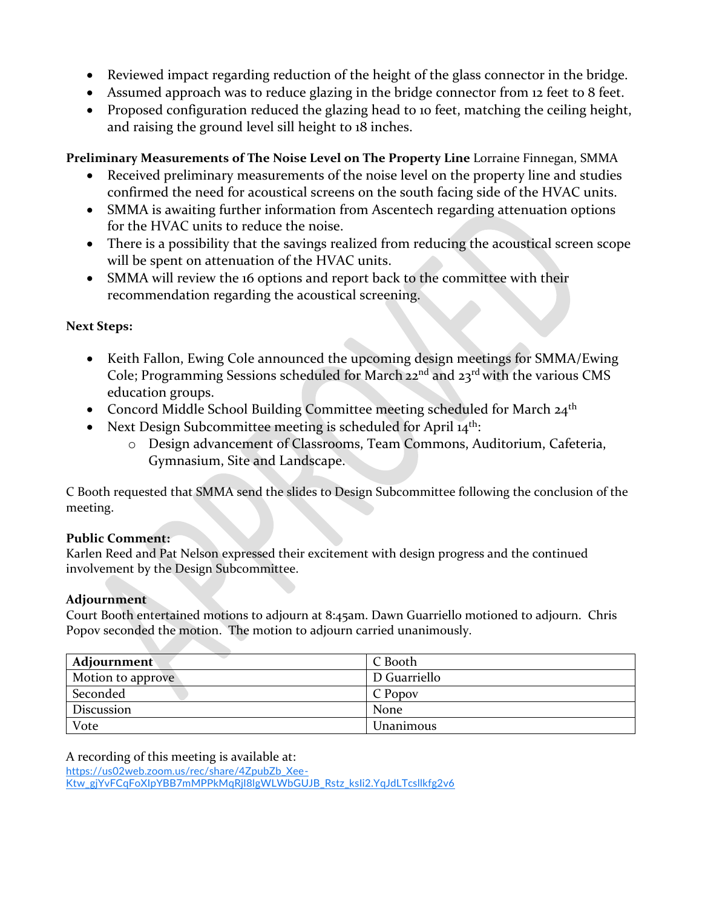- Reviewed impact regarding reduction of the height of the glass connector in the bridge.
- Assumed approach was to reduce glazing in the bridge connector from 12 feet to 8 feet.
- Proposed configuration reduced the glazing head to 10 feet, matching the ceiling height, and raising the ground level sill height to 18 inches.

**Preliminary Measurements of The Noise Level on The Property Line** Lorraine Finnegan, SMMA

- Received preliminary measurements of the noise level on the property line and studies confirmed the need for acoustical screens on the south facing side of the HVAC units.
- SMMA is awaiting further information from Ascentech regarding attenuation options for the HVAC units to reduce the noise.
- There is a possibility that the savings realized from reducing the acoustical screen scope will be spent on attenuation of the HVAC units.
- SMMA will review the 16 options and report back to the committee with their recommendation regarding the acoustical screening.

**Next Steps:**

- Keith Fallon, Ewing Cole announced the upcoming design meetings for SMMA/Ewing Cole; Programming Sessions scheduled for March 22nd and 23rd with the various CMS education groups.
- Concord Middle School Building Committee meeting scheduled for March 24th
- Next Design Subcommittee meeting is scheduled for April 14th:
  - Design advancement of Classrooms, Team Commons, Auditorium, Cafeteria, Gymnasium, Site and Landscape.

C Booth requested that SMMA send the slides to Design Subcommittee following the conclusion of the meeting.

**Public Comment:**
Karlen Reed and Pat Nelson expressed their excitement with design progress and the continued involvement by the Design Subcommittee.

**Adjournment**
Court Booth entertained motions to adjourn at 8:45am. Dawn Guarriello motioned to adjourn. Chris Popov seconded the motion. The motion to adjourn carried unanimously.

| **Adjournment** | C Booth |
|---|---|
| Motion to approve | D Guarriello |
| Seconded | C Popov |
| Discussion | None |
| Vote | Unanimous |

A recording of this meeting is available at:
https://us02web.zoom.us/rec/share/4ZpubZb_Xee-Ktw_gjYvFCqFoXIpYBB7mMPPkMqRjI8lgWLWbGUJB_Rstz_ksIi2.YqJdLTcsllkfg2v6